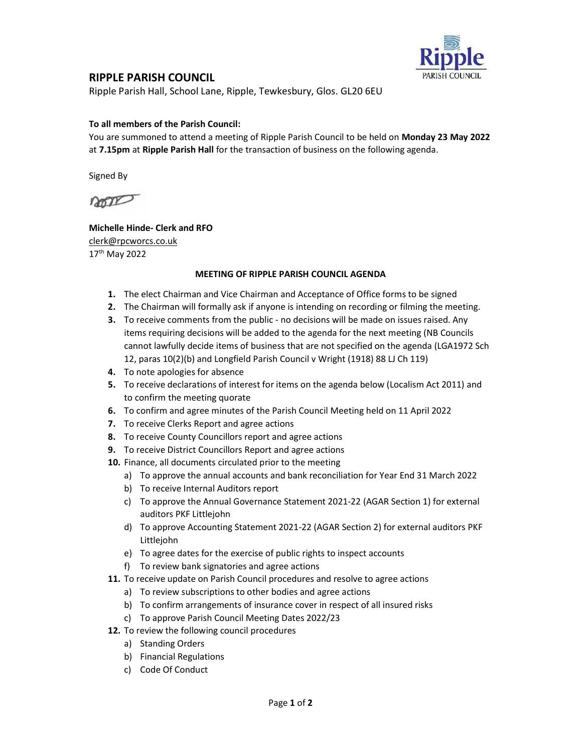## RIPPLE PARISH COUNCIL

Ripple Parish Hall, School Lane, Ripple, Tewkesbury, Glos. GL20 6EU

**To all members of the Parish Council:**

You are summoned to attend a meeting of Ripple Parish Council to be held on **Monday 23 May 2022** at **7.15pm** at **Ripple Parish Hall** for the transaction of business on the following agenda.

Signed By

**Michelle Hinde- Clerk and RFO**
clerk@rpcworcs.co.uk
17th May 2022

**MEETING OF RIPPLE PARISH COUNCIL AGENDA**

1. The elect Chairman and Vice Chairman and Acceptance of Office forms to be signed
2. The Chairman will formally ask if anyone is intending on recording or filming the meeting.
3. To receive comments from the public - no decisions will be made on issues raised. Any items requiring decisions will be added to the agenda for the next meeting (NB Councils cannot lawfully decide items of business that are not specified on the agenda (LGA1972 Sch 12, paras 10(2)(b) and Longfield Parish Council v Wright (1918) 88 LJ Ch 119)
4. To note apologies for absence
5. To receive declarations of interest for items on the agenda below (Localism Act 2011) and to confirm the meeting quorate
6. To confirm and agree minutes of the Parish Council Meeting held on 11 April 2022
7. To receive Clerks Report and agree actions
8. To receive County Councillors report and agree actions
9. To receive District Councillors Report and agree actions
10. Finance, all documents circulated prior to the meeting
    a) To approve the annual accounts and bank reconciliation for Year End 31 March 2022
    b) To receive Internal Auditors report
    c) To approve the Annual Governance Statement 2021-22 (AGAR Section 1) for external auditors PKF Littlejohn
    d) To approve Accounting Statement 2021-22 (AGAR Section 2) for external auditors PKF Littlejohn
    e) To agree dates for the exercise of public rights to inspect accounts
    f) To review bank signatories and agree actions
11. To receive update on Parish Council procedures and resolve to agree actions
    a) To review subscriptions to other bodies and agree actions
    b) To confirm arrangements of insurance cover in respect of all insured risks
    c) To approve Parish Council Meeting Dates 2022/23
12. To review the following council procedures
    a) Standing Orders
    b) Financial Regulations
    c) Code Of Conduct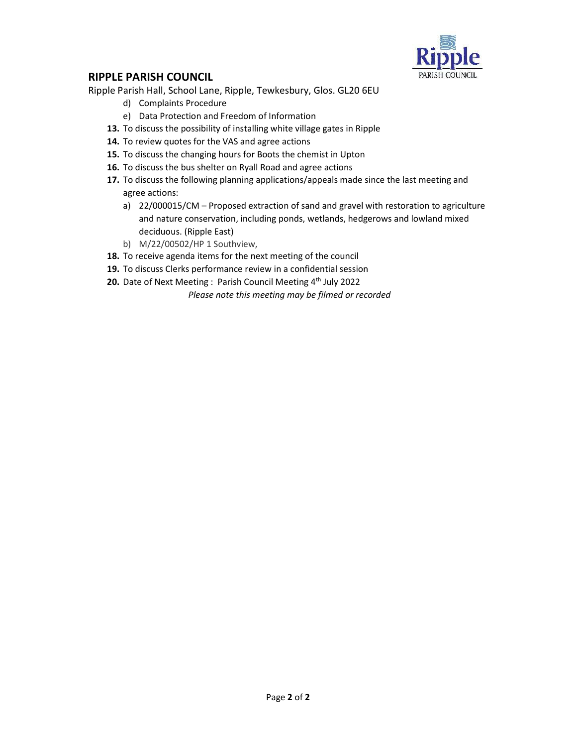## RIPPLE PARISH COUNCIL

Ripple Parish Hall, School Lane, Ripple, Tewkesbury, Glos. GL20 6EU

   d) Complaints Procedure
   e) Data Protection and Freedom of Information

**13.** To discuss the possibility of installing white village gates in Ripple

**14.** To review quotes for the VAS and agree actions

**15.** To discuss the changing hours for Boots the chemist in Upton

**16.** To discuss the bus shelter on Ryall Road and agree actions

**17.** To discuss the following planning applications/appeals made since the last meeting and agree actions:

   a) 22/000015/CM – Proposed extraction of sand and gravel with restoration to agriculture and nature conservation, including ponds, wetlands, hedgerows and lowland mixed deciduous. (Ripple East)
   b) M/22/00502/HP 1 Southview,

**18.** To receive agenda items for the next meeting of the council

**19.** To discuss Clerks performance review in a confidential session

**20.** Date of Next Meeting : Parish Council Meeting 4th July 2022

*Please note this meeting may be filmed or recorded*